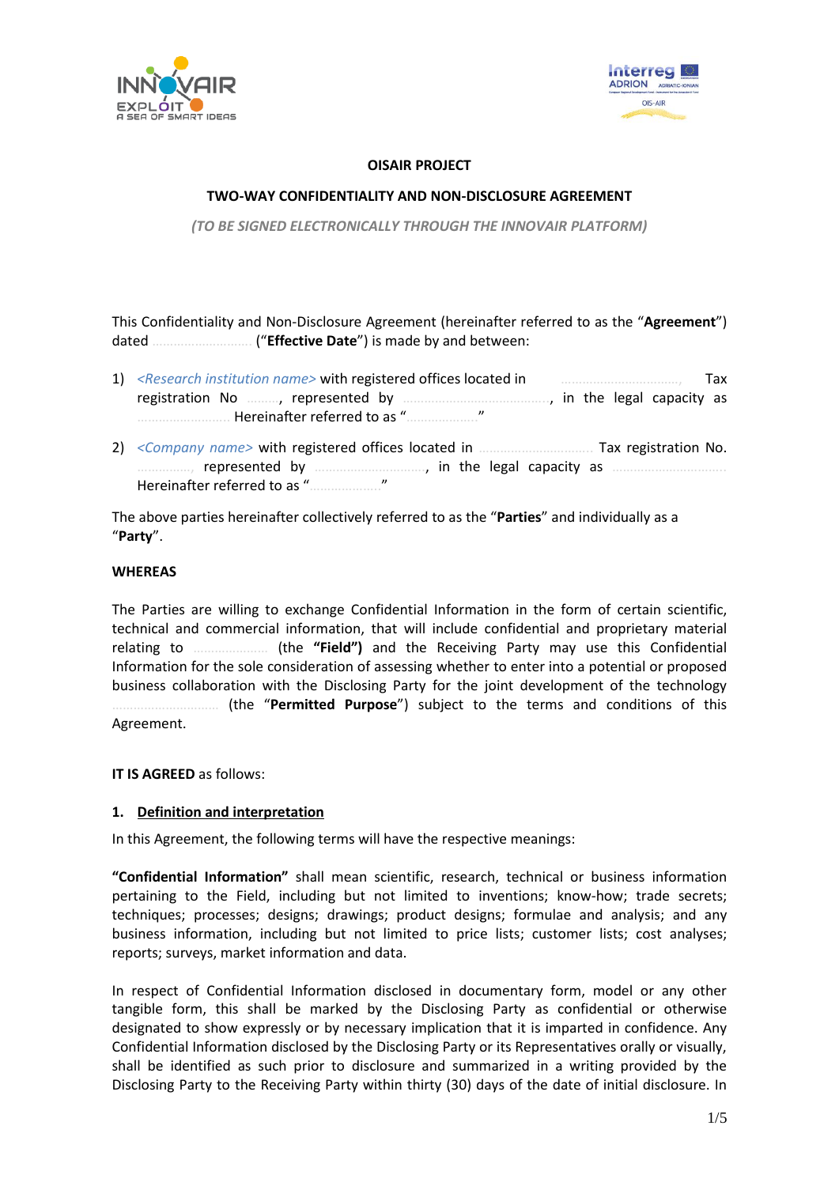**OISAIR PROJECT**

**TWO-WAY CONFIDENTIALITY AND NON-DISCLOSURE AGREEMENT**

*(TO BE SIGNED ELECTRONICALLY THROUGH THE INNOVAIR PLATFORM)*

This Confidentiality and Non-Disclosure Agreement (hereinafter referred to as the "**Agreement**") dated .......................... ("**Effective Date**") is made by and between:

1) *<Research institution name>* with registered offices located in ................................, Tax registration No ........, represented by ......................................., in the legal capacity as ......................... Hereinafter referred to as "..................."

2) *<Company name>* with registered offices located in .............................. Tax registration No. ..............., represented by .............................., in the legal capacity as ............................... Hereinafter referred to as "..................."

The above parties hereinafter collectively referred to as the "**Parties**" and individually as a "**Party**".

**WHEREAS**

The Parties are willing to exchange Confidential Information in the form of certain scientific, technical and commercial information, that will include confidential and proprietary material relating to .................... (the **"Field")** and the Receiving Party may use this Confidential Information for the sole consideration of assessing whether to enter into a potential or proposed business collaboration with the Disclosing Party for the joint development of the technology ............................. (the "**Permitted Purpose**") subject to the terms and conditions of this Agreement.

**IT IS AGREED** as follows:

## 1. Definition and interpretation

In this Agreement, the following terms will have the respective meanings:

**"Confidential Information"** shall mean scientific, research, technical or business information pertaining to the Field, including but not limited to inventions; know-how; trade secrets; techniques; processes; designs; drawings; product designs; formulae and analysis; and any business information, including but not limited to price lists; customer lists; cost analyses; reports; surveys, market information and data.

In respect of Confidential Information disclosed in documentary form, model or any other tangible form, this shall be marked by the Disclosing Party as confidential or otherwise designated to show expressly or by necessary implication that it is imparted in confidence. Any Confidential Information disclosed by the Disclosing Party or its Representatives orally or visually, shall be identified as such prior to disclosure and summarized in a writing provided by the Disclosing Party to the Receiving Party within thirty (30) days of the date of initial disclosure. In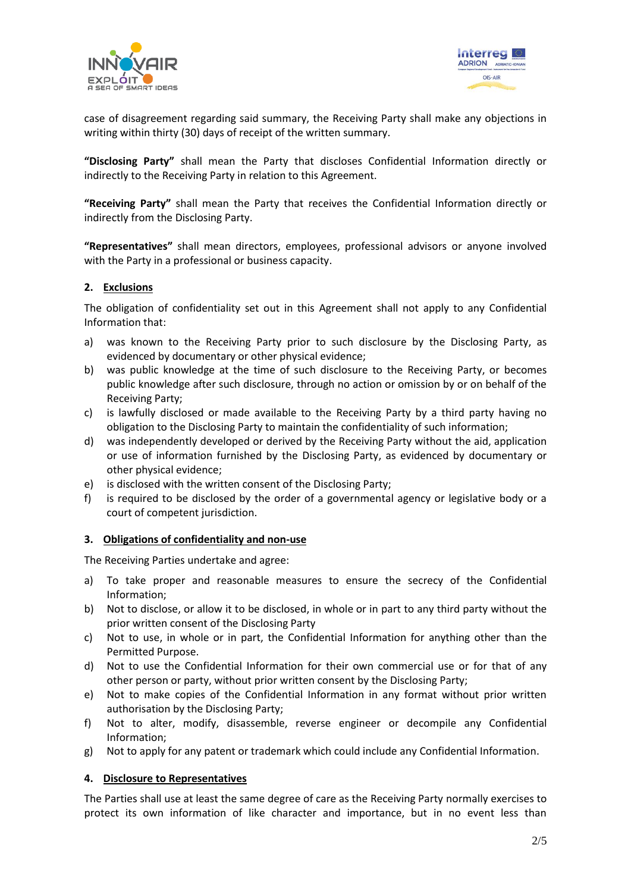case of disagreement regarding said summary, the Receiving Party shall make any objections in writing within thirty (30) days of receipt of the written summary.

**"Disclosing Party"** shall mean the Party that discloses Confidential Information directly or indirectly to the Receiving Party in relation to this Agreement.

**"Receiving Party"** shall mean the Party that receives the Confidential Information directly or indirectly from the Disclosing Party.

**"Representatives"** shall mean directors, employees, professional advisors or anyone involved with the Party in a professional or business capacity.

## 2. Exclusions

The obligation of confidentiality set out in this Agreement shall not apply to any Confidential Information that:

a) was known to the Receiving Party prior to such disclosure by the Disclosing Party, as evidenced by documentary or other physical evidence;
b) was public knowledge at the time of such disclosure to the Receiving Party, or becomes public knowledge after such disclosure, through no action or omission by or on behalf of the Receiving Party;
c) is lawfully disclosed or made available to the Receiving Party by a third party having no obligation to the Disclosing Party to maintain the confidentiality of such information;
d) was independently developed or derived by the Receiving Party without the aid, application or use of information furnished by the Disclosing Party, as evidenced by documentary or other physical evidence;
e) is disclosed with the written consent of the Disclosing Party;
f) is required to be disclosed by the order of a governmental agency or legislative body or a court of competent jurisdiction.

## 3. Obligations of confidentiality and non-use

The Receiving Parties undertake and agree:

a) To take proper and reasonable measures to ensure the secrecy of the Confidential Information;
b) Not to disclose, or allow it to be disclosed, in whole or in part to any third party without the prior written consent of the Disclosing Party
c) Not to use, in whole or in part, the Confidential Information for anything other than the Permitted Purpose.
d) Not to use the Confidential Information for their own commercial use or for that of any other person or party, without prior written consent by the Disclosing Party;
e) Not to make copies of the Confidential Information in any format without prior written authorisation by the Disclosing Party;
f) Not to alter, modify, disassemble, reverse engineer or decompile any Confidential Information;
g) Not to apply for any patent or trademark which could include any Confidential Information.

## 4. Disclosure to Representatives

The Parties shall use at least the same degree of care as the Receiving Party normally exercises to protect its own information of like character and importance, but in no event less than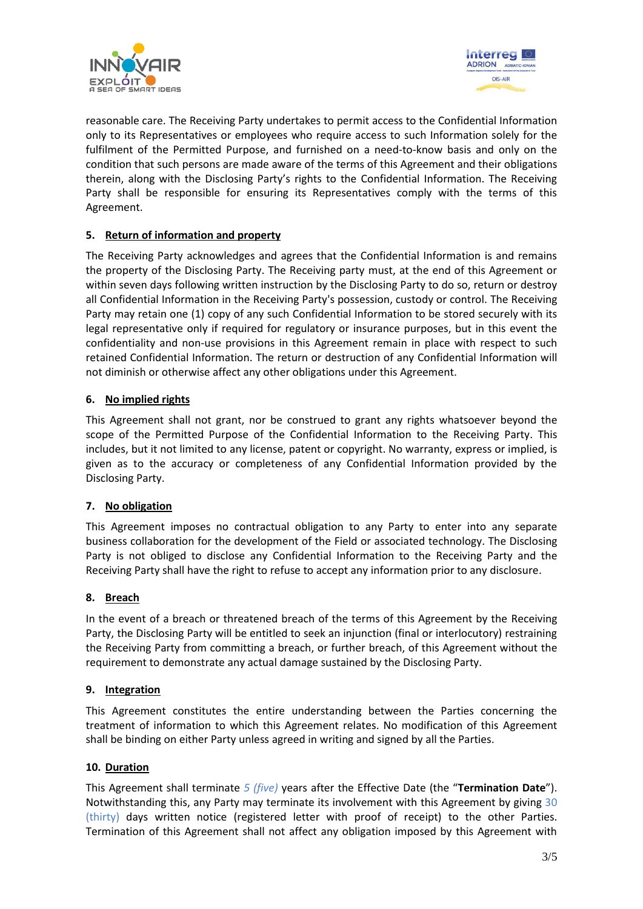reasonable care. The Receiving Party undertakes to permit access to the Confidential Information only to its Representatives or employees who require access to such Information solely for the fulfilment of the Permitted Purpose, and furnished on a need-to-know basis and only on the condition that such persons are made aware of the terms of this Agreement and their obligations therein, along with the Disclosing Party's rights to the Confidential Information. The Receiving Party shall be responsible for ensuring its Representatives comply with the terms of this Agreement.

## 5. Return of information and property

The Receiving Party acknowledges and agrees that the Confidential Information is and remains the property of the Disclosing Party. The Receiving party must, at the end of this Agreement or within seven days following written instruction by the Disclosing Party to do so, return or destroy all Confidential Information in the Receiving Party's possession, custody or control. The Receiving Party may retain one (1) copy of any such Confidential Information to be stored securely with its legal representative only if required for regulatory or insurance purposes, but in this event the confidentiality and non-use provisions in this Agreement remain in place with respect to such retained Confidential Information. The return or destruction of any Confidential Information will not diminish or otherwise affect any other obligations under this Agreement.

## 6. No implied rights

This Agreement shall not grant, nor be construed to grant any rights whatsoever beyond the scope of the Permitted Purpose of the Confidential Information to the Receiving Party. This includes, but it not limited to any license, patent or copyright. No warranty, express or implied, is given as to the accuracy or completeness of any Confidential Information provided by the Disclosing Party.

## 7. No obligation

This Agreement imposes no contractual obligation to any Party to enter into any separate business collaboration for the development of the Field or associated technology. The Disclosing Party is not obliged to disclose any Confidential Information to the Receiving Party and the Receiving Party shall have the right to refuse to accept any information prior to any disclosure.

## 8. Breach

In the event of a breach or threatened breach of the terms of this Agreement by the Receiving Party, the Disclosing Party will be entitled to seek an injunction (final or interlocutory) restraining the Receiving Party from committing a breach, or further breach, of this Agreement without the requirement to demonstrate any actual damage sustained by the Disclosing Party.

## 9. Integration

This Agreement constitutes the entire understanding between the Parties concerning the treatment of information to which this Agreement relates. No modification of this Agreement shall be binding on either Party unless agreed in writing and signed by all the Parties.

## 10. Duration

This Agreement shall terminate *5 (five)* years after the Effective Date (the "**Termination Date**"). Notwithstanding this, any Party may terminate its involvement with this Agreement by giving 30 (thirty) days written notice (registered letter with proof of receipt) to the other Parties. Termination of this Agreement shall not affect any obligation imposed by this Agreement with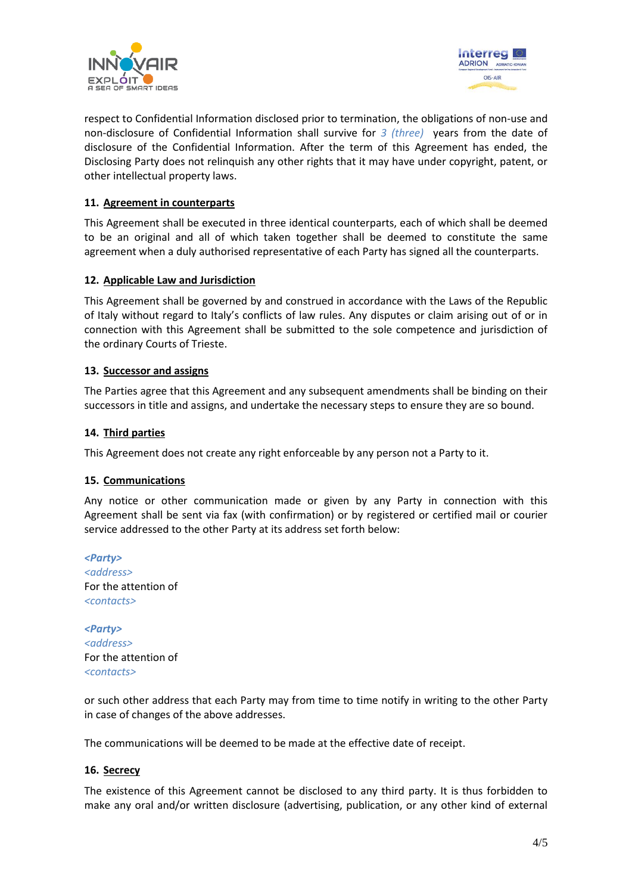respect to Confidential Information disclosed prior to termination, the obligations of non-use and non-disclosure of Confidential Information shall survive for *3 (three)* years from the date of disclosure of the Confidential Information. After the term of this Agreement has ended, the Disclosing Party does not relinquish any other rights that it may have under copyright, patent, or other intellectual property laws.

**11. Agreement in counterparts**

This Agreement shall be executed in three identical counterparts, each of which shall be deemed to be an original and all of which taken together shall be deemed to constitute the same agreement when a duly authorised representative of each Party has signed all the counterparts.

**12. Applicable Law and Jurisdiction**

This Agreement shall be governed by and construed in accordance with the Laws of the Republic of Italy without regard to Italy's conflicts of law rules. Any disputes or claim arising out of or in connection with this Agreement shall be submitted to the sole competence and jurisdiction of the ordinary Courts of Trieste.

**13. Successor and assigns**

The Parties agree that this Agreement and any subsequent amendments shall be binding on their successors in title and assigns, and undertake the necessary steps to ensure they are so bound.

**14. Third parties**

This Agreement does not create any right enforceable by any person not a Party to it.

**15. Communications**

Any notice or other communication made or given by any Party in connection with this Agreement shall be sent via fax (with confirmation) or by registered or certified mail or courier service addressed to the other Party at its address set forth below:

***<Party>***
*<address>*
For the attention of
*<contacts>*

***<Party>***
*<address>*
For the attention of
*<contacts>*

or such other address that each Party may from time to time notify in writing to the other Party in case of changes of the above addresses.

The communications will be deemed to be made at the effective date of receipt.

**16. Secrecy**

The existence of this Agreement cannot be disclosed to any third party. It is thus forbidden to make any oral and/or written disclosure (advertising, publication, or any other kind of external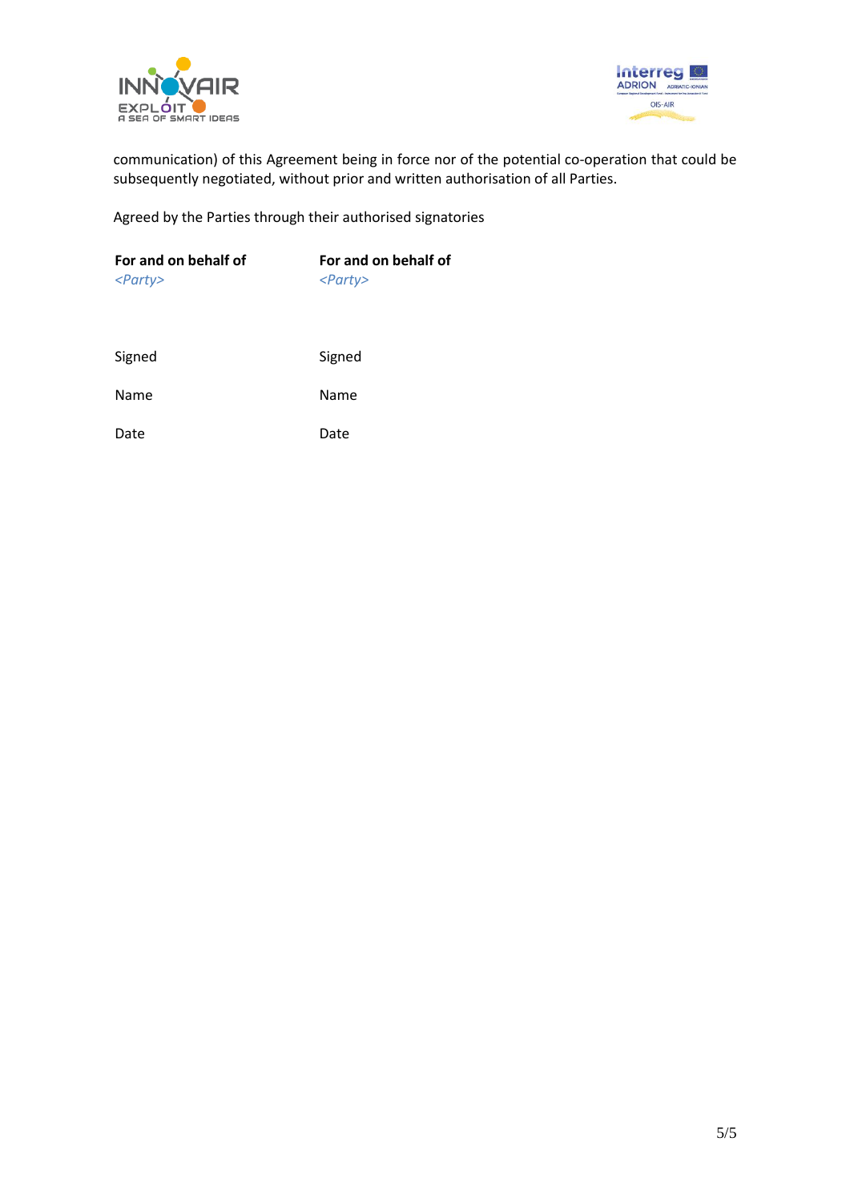communication) of this Agreement being in force nor of the potential co-operation that could be subsequently negotiated, without prior and written authorisation of all Parties.

Agreed by the Parties through their authorised signatories

| | |
|---|---|
| **For and on behalf of** | **For and on behalf of** |
| *<Party>* | *<Party>* |
| | |
| Signed | Signed |
| Name | Name |
| Date | Date |